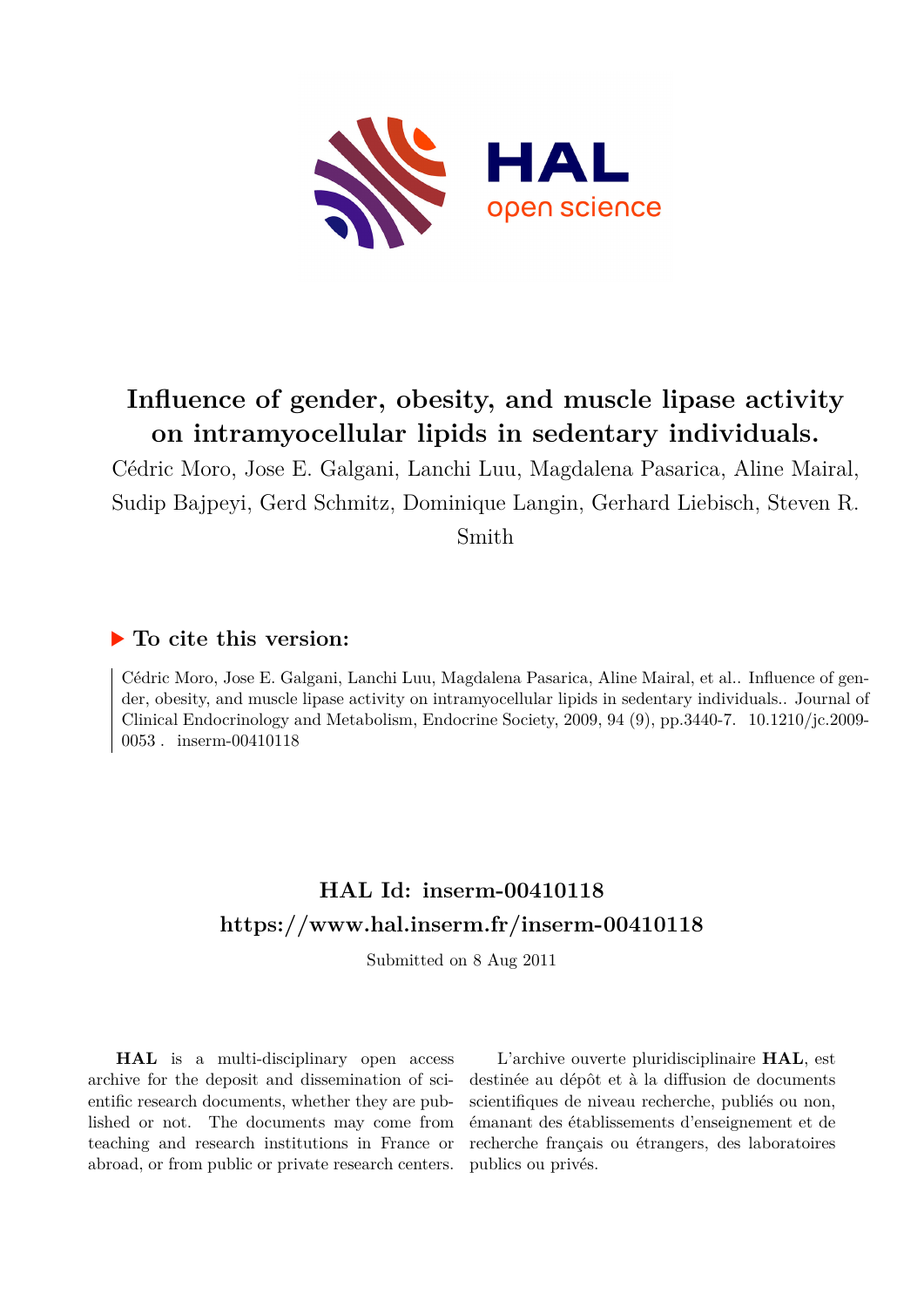# Influence of gender, obesity, and muscle lipase activity on intramyocellular lipids in sedentary individuals.

Cédric Moro, Jose E. Galgani, Lanchi Luu, Magdalena Pasarica, Aline Mairal, Sudip Bajpeyi, Gerd Schmitz, Dominique Langin, Gerhard Liebisch, Steven R. Smith

## ▶ To cite this version:

Cédric Moro, Jose E. Galgani, Lanchi Luu, Magdalena Pasarica, Aline Mairal, et al.. Influence of gender, obesity, and muscle lipase activity on intramyocellular lipids in sedentary individuals.. Journal of Clinical Endocrinology and Metabolism, Endocrine Society, 2009, 94 (9), pp.3440-7. 10.1210/jc.2009-0053 . inserm-00410118

## HAL Id: inserm-00410118
## https://www.hal.inserm.fr/inserm-00410118

Submitted on 8 Aug 2011

**HAL** is a multi-disciplinary open access archive for the deposit and dissemination of scientific research documents, whether they are published or not. The documents may come from teaching and research institutions in France or abroad, or from public or private research centers.

L'archive ouverte pluridisciplinaire **HAL**, est destinée au dépôt et à la diffusion de documents scientifiques de niveau recherche, publiés ou non, émanant des établissements d'enseignement et de recherche français ou étrangers, des laboratoires publics ou privés.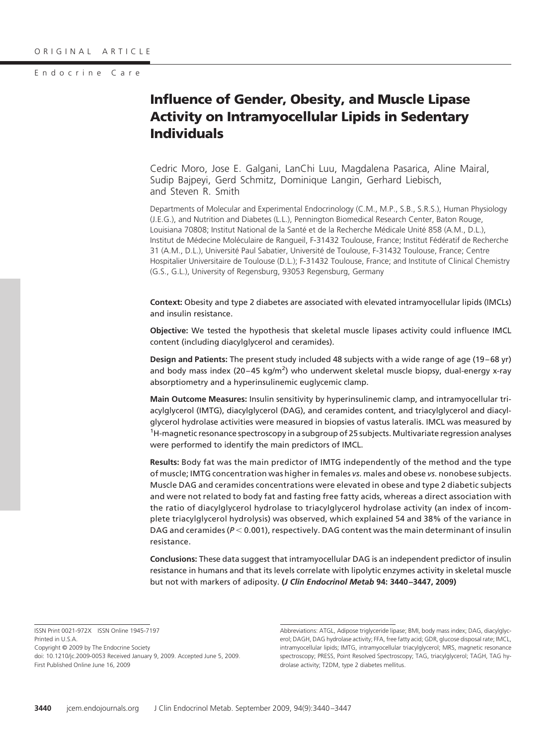ORIGINAL ARTICLE

Endocrine Care

# Influence of Gender, Obesity, and Muscle Lipase Activity on Intramyocellular Lipids in Sedentary Individuals

Cedric Moro, Jose E. Galgani, LanChi Luu, Magdalena Pasarica, Aline Mairal, Sudip Bajpeyi, Gerd Schmitz, Dominique Langin, Gerhard Liebisch, and Steven R. Smith

Departments of Molecular and Experimental Endocrinology (C.M., M.P., S.B., S.R.S.), Human Physiology (J.E.G.), and Nutrition and Diabetes (L.L.), Pennington Biomedical Research Center, Baton Rouge, Louisiana 70808; Institut National de la Santé et de la Recherche Médicale Unité 858 (A.M., D.L.), Institut de Médecine Moléculaire de Rangueil, F-31432 Toulouse, France; Institut Fédératif de Recherche 31 (A.M., D.L.), Université Paul Sabatier, Université de Toulouse, F-31432 Toulouse, France; Centre Hospitalier Universitaire de Toulouse (D.L.); F-31432 Toulouse, France; and Institute of Clinical Chemistry (G.S., G.L.), University of Regensburg, 93053 Regensburg, Germany

**Context:** Obesity and type 2 diabetes are associated with elevated intramyocellular lipids (IMCLs) and insulin resistance.

**Objective:** We tested the hypothesis that skeletal muscle lipases activity could influence IMCL content (including diacylglycerol and ceramides).

**Design and Patients:** The present study included 48 subjects with a wide range of age (19–68 yr) and body mass index (20–45 kg/m$^2$) who underwent skeletal muscle biopsy, dual-energy x-ray absorptiometry and a hyperinsulinemic euglycemic clamp.

**Main Outcome Measures:** Insulin sensitivity by hyperinsulinemic clamp, and intramyocellular triacylglycerol (IMTG), diacylglycerol (DAG), and ceramides content, and triacylglycerol and diacylglycerol hydrolase activities were measured in biopsies of vastus lateralis. IMCL was measured by $^1$H-magnetic resonance spectroscopy in a subgroup of 25 subjects. Multivariate regression analyses were performed to identify the main predictors of IMCL.

**Results:** Body fat was the main predictor of IMTG independently of the method and the type of muscle; IMTG concentration was higher in females *vs.* males and obese *vs.* nonobese subjects. Muscle DAG and ceramides concentrations were elevated in obese and type 2 diabetic subjects and were not related to body fat and fasting free fatty acids, whereas a direct association with the ratio of diacylglycerol hydrolase to triacylglycerol hydrolase activity (an index of incomplete triacylglycerol hydrolysis) was observed, which explained 54 and 38% of the variance in DAG and ceramides ($P < 0.001$), respectively. DAG content was the main determinant of insulin resistance.

**Conclusions:** These data suggest that intramyocellular DAG is an independent predictor of insulin resistance in humans and that its levels correlate with lipolytic enzymes activity in skeletal muscle but not with markers of adiposity. ***(J Clin Endocrinol Metab* 94: 3440–3447, 2009)**

ISSN Print 0021-972X ISSN Online 1945-7197
Printed in U.S.A.
Copyright © 2009 by The Endocrine Society
doi: 10.1210/jc.2009-0053 Received January 9, 2009. Accepted June 5, 2009.
First Published Online June 16, 2009

Abbreviations: ATGL, Adipose triglyceride lipase; BMI, body mass index; DAG, diacylglycerol; DAGH, DAG hydrolase activity; FFA, free fatty acid; GDR, glucose disposal rate; IMCL, intramyocellular lipids; IMTG, intramyocellular triacylglycerol; MRS, magnetic resonance spectroscopy; PRESS, Point Resolved Spectroscopy; TAG, triacylglycerol; TAGH, TAG hydrolase activity; T2DM, type 2 diabetes mellitus.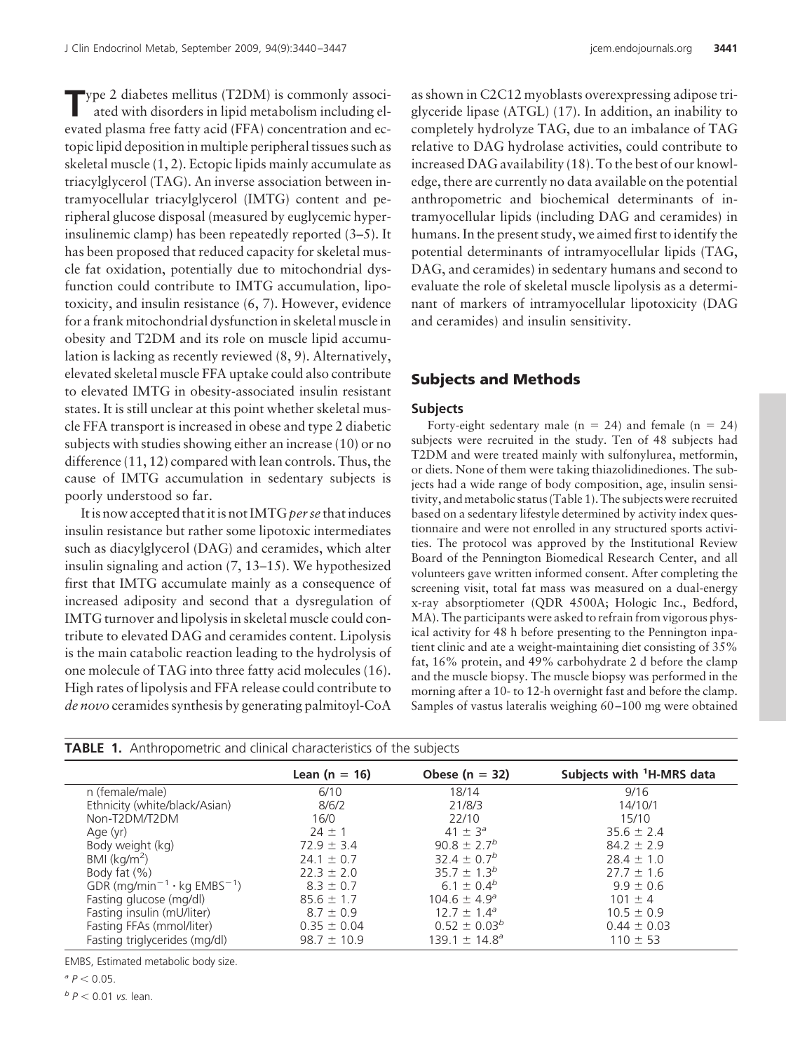Type 2 diabetes mellitus (T2DM) is commonly associated with disorders in lipid metabolism including elevated plasma free fatty acid (FFA) concentration and ectopic lipid deposition in multiple peripheral tissues such as skeletal muscle (1, 2). Ectopic lipids mainly accumulate as triacylglycerol (TAG). An inverse association between intramyocellular triacylglycerol (IMTG) content and peripheral glucose disposal (measured by euglycemic hyperinsulinemic clamp) has been repeatedly reported (3–5). It has been proposed that reduced capacity for skeletal muscle fat oxidation, potentially due to mitochondrial dysfunction could contribute to IMTG accumulation, lipotoxicity, and insulin resistance (6, 7). However, evidence for a frank mitochondrial dysfunction in skeletal muscle in obesity and T2DM and its role on muscle lipid accumulation is lacking as recently reviewed (8, 9). Alternatively, elevated skeletal muscle FFA uptake could also contribute to elevated IMTG in obesity-associated insulin resistant states. It is still unclear at this point whether skeletal muscle FFA transport is increased in obese and type 2 diabetic subjects with studies showing either an increase (10) or no difference (11, 12) compared with lean controls. Thus, the cause of IMTG accumulation in sedentary subjects is poorly understood so far.

It is now accepted that it is not IMTG *per se* that induces insulin resistance but rather some lipotoxic intermediates such as diacylglycerol (DAG) and ceramides, which alter insulin signaling and action (7, 13–15). We hypothesized first that IMTG accumulate mainly as a consequence of increased adiposity and second that a dysregulation of IMTG turnover and lipolysis in skeletal muscle could contribute to elevated DAG and ceramides content. Lipolysis is the main catabolic reaction leading to the hydrolysis of one molecule of TAG into three fatty acid molecules (16). High rates of lipolysis and FFA release could contribute to *de novo* ceramides synthesis by generating palmitoyl-CoA as shown in C2C12 myoblasts overexpressing adipose triglyceride lipase (ATGL) (17). In addition, an inability to completely hydrolyze TAG, due to an imbalance of TAG relative to DAG hydrolase activities, could contribute to increased DAG availability (18). To the best of our knowledge, there are currently no data available on the potential anthropometric and biochemical determinants of intramyocellular lipids (including DAG and ceramides) in humans. In the present study, we aimed first to identify the potential determinants of intramyocellular lipids (TAG, DAG, and ceramides) in sedentary humans and second to evaluate the role of skeletal muscle lipolysis as a determinant of markers of intramyocellular lipotoxicity (DAG and ceramides) and insulin sensitivity.

## Subjects and Methods

### Subjects

Forty-eight sedentary male ($n = 24$) and female ($n = 24$) subjects were recruited in the study. Ten of 48 subjects had T2DM and were treated mainly with sulfonylurea, metformin, or diets. None of them were taking thiazolidinediones. The subjects had a wide range of body composition, age, insulin sensitivity, and metabolic status (Table 1). The subjects were recruited based on a sedentary lifestyle determined by activity index questionnaire and were not enrolled in any structured sports activities. The protocol was approved by the Institutional Review Board of the Pennington Biomedical Research Center, and all volunteers gave written informed consent. After completing the screening visit, total fat mass was measured on a dual-energy x-ray absorptiometer (QDR 4500A; Hologic Inc., Bedford, MA). The participants were asked to refrain from vigorous physical activity for 48 h before presenting to the Pennington inpatient clinic and ate a weight-maintaining diet consisting of 35% fat, 16% protein, and 49% carbohydrate 2 d before the clamp and the muscle biopsy. The muscle biopsy was performed in the morning after a 10- to 12-h overnight fast and before the clamp. Samples of vastus lateralis weighing 60–100 mg were obtained

**TABLE 1.** Anthropometric and clinical characteristics of the subjects

| | Lean (n = 16) | Obese (n = 32) | Subjects with $^1$H-MRS data |
|---|---|---|---|
| n (female/male) | 6/10 | 18/14 | 9/16 |
| Ethnicity (white/black/Asian) | 8/6/2 | 21/8/3 | 14/10/1 |
| Non-T2DM/T2DM | 16/0 | 22/10 | 15/10 |
| Age (yr) | 24 ± 1 | 41 ± 3[a] | 35.6 ± 2.4 |
| Body weight (kg) | 72.9 ± 3.4 | 90.8 ± 2.7[b] | 84.2 ± 2.9 |
| BMI (kg/m$^2$) | 24.1 ± 0.7 | 32.4 ± 0.7[b] | 28.4 ± 1.0 |
| Body fat (%) | 22.3 ± 2.0 | 35.7 ± 1.3[b] | 27.7 ± 1.6 |
| GDR (mg/min$^{-1}$ · kg EMBS$^{-1}$) | 8.3 ± 0.7 | 6.1 ± 0.4[b] | 9.9 ± 0.6 |
| Fasting glucose (mg/dl) | 85.6 ± 1.7 | 104.6 ± 4.9[a] | 101 ± 4 |
| Fasting insulin (mU/liter) | 8.7 ± 0.9 | 12.7 ± 1.4[a] | 10.5 ± 0.9 |
| Fasting FFAs (mmol/liter) | 0.35 ± 0.04 | 0.52 ± 0.03[b] | 0.44 ± 0.03 |
| Fasting triglycerides (mg/dl) | 98.7 ± 10.9 | 139.1 ± 14.8[a] | 110 ± 53 |

EMBS, Estimated metabolic body size.

[a] $P < 0.05$.

[b] $P < 0.01$ *vs.* lean.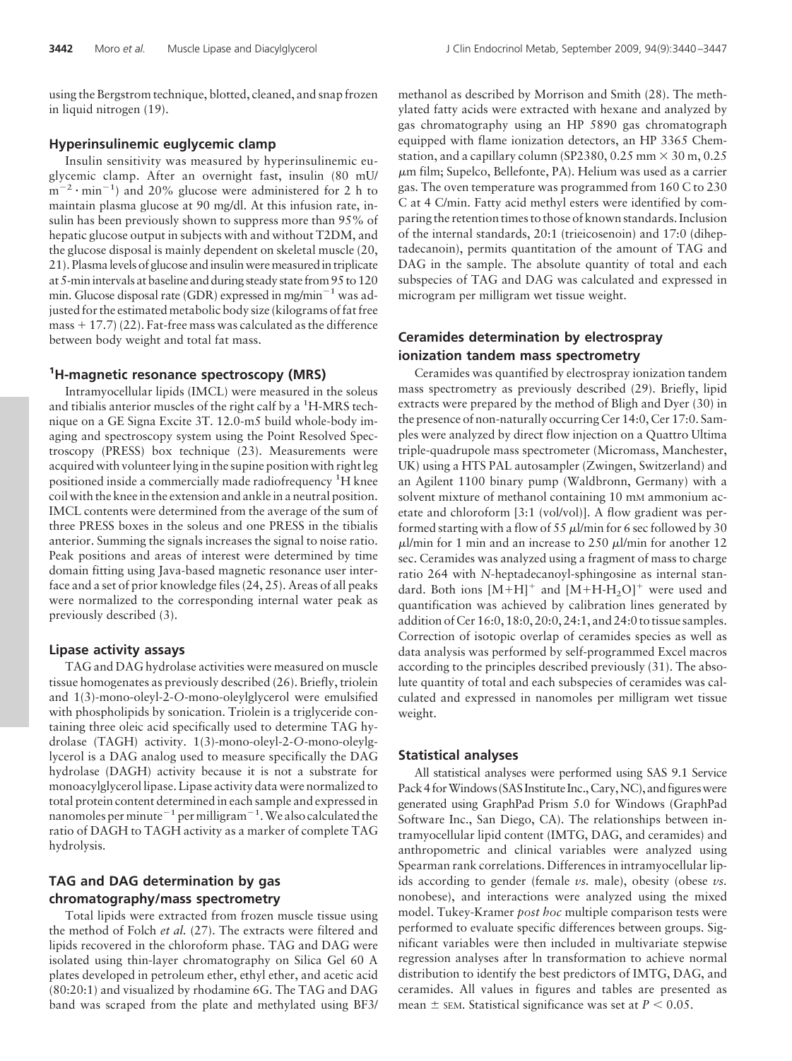using the Bergstrom technique, blotted, cleaned, and snap frozen in liquid nitrogen (19).

### Hyperinsulinemic euglycemic clamp

Insulin sensitivity was measured by hyperinsulinemic euglycemic clamp. After an overnight fast, insulin (80 mU/$m^{-2} \cdot min^{-1}$) and 20% glucose were administered for 2 h to maintain plasma glucose at 90 mg/dl. At this infusion rate, insulin has been previously shown to suppress more than 95% of hepatic glucose output in subjects with and without T2DM, and the glucose disposal is mainly dependent on skeletal muscle (20, 21). Plasma levels of glucose and insulin were measured in triplicate at 5-min intervals at baseline and during steady state from 95 to 120 min. Glucose disposal rate (GDR) expressed in mg/$min^{-1}$ was adjusted for the estimated metabolic body size (kilograms of fat free mass + 17.7) (22). Fat-free mass was calculated as the difference between body weight and total fat mass.

### $^{1}$H-magnetic resonance spectroscopy (MRS)

Intramyocellular lipids (IMCL) were measured in the soleus and tibialis anterior muscles of the right calf by a $^{1}$H-MRS technique on a GE Signa Excite 3T. 12.0-m5 build whole-body imaging and spectroscopy system using the Point Resolved Spectroscopy (PRESS) box technique (23). Measurements were acquired with volunteer lying in the supine position with right leg positioned inside a commercially made radiofrequency $^{1}$H knee coil with the knee in the extension and ankle in a neutral position. IMCL contents were determined from the average of the sum of three PRESS boxes in the soleus and one PRESS in the tibialis anterior. Summing the signals increases the signal to noise ratio. Peak positions and areas of interest were determined by time domain fitting using Java-based magnetic resonance user interface and a set of prior knowledge files (24, 25). Areas of all peaks were normalized to the corresponding internal water peak as previously described (3).

### Lipase activity assays

TAG and DAG hydrolase activities were measured on muscle tissue homogenates as previously described (26). Briefly, triolein and 1(3)-mono-oleyl-2-*O*-mono-oleylglycerol were emulsified with phospholipids by sonication. Triolein is a triglyceride containing three oleic acid specifically used to determine TAG hydrolase (TAGH) activity. 1(3)-mono-oleyl-2-*O*-mono-oleylglycerol is a DAG analog used to measure specifically the DAG hydrolase (DAGH) activity because it is not a substrate for monoacylglycerol lipase. Lipase activity data were normalized to total protein content determined in each sample and expressed in nanomoles per $minute^{-1}$ per $milligram^{-1}$. We also calculated the ratio of DAGH to TAGH activity as a marker of complete TAG hydrolysis.

### TAG and DAG determination by gas chromatography/mass spectrometry

Total lipids were extracted from frozen muscle tissue using the method of Folch *et al.* (27). The extracts were filtered and lipids recovered in the chloroform phase. TAG and DAG were isolated using thin-layer chromatography on Silica Gel 60 A plates developed in petroleum ether, ethyl ether, and acetic acid (80:20:1) and visualized by rhodamine 6G. The TAG and DAG band was scraped from the plate and methylated using BF3/methanol as described by Morrison and Smith (28). The methylated fatty acids were extracted with hexane and analyzed by gas chromatography using an HP 5890 gas chromatograph equipped with flame ionization detectors, an HP 3365 Chemstation, and a capillary column (SP2380, 0.25 mm × 30 m, 0.25 μm film; Supelco, Bellefonte, PA). Helium was used as a carrier gas. The oven temperature was programmed from 160 C to 230 C at 4 C/min. Fatty acid methyl esters were identified by comparing the retention times to those of known standards. Inclusion of the internal standards, 20:1 (trieicosenoin) and 17:0 (diheptadecanoin), permits quantitation of the amount of TAG and DAG in the sample. The absolute quantity of total and each subspecies of TAG and DAG was calculated and expressed in microgram per milligram wet tissue weight.

### Ceramides determination by electrospray ionization tandem mass spectrometry

Ceramides was quantified by electrospray ionization tandem mass spectrometry as previously described (29). Briefly, lipid extracts were prepared by the method of Bligh and Dyer (30) in the presence of non-naturally occurring Cer 14:0, Cer 17:0. Samples were analyzed by direct flow injection on a Quattro Ultima triple-quadrupole mass spectrometer (Micromass, Manchester, UK) using a HTS PAL autosampler (Zwingen, Switzerland) and an Agilent 1100 binary pump (Waldbronn, Germany) with a solvent mixture of methanol containing 10 mM ammonium acetate and chloroform [3:1 (vol/vol)]. A flow gradient was performed starting with a flow of 55 μl/min for 6 sec followed by 30 μl/min for 1 min and an increase to 250 μl/min for another 12 sec. Ceramides was analyzed using a fragment of mass to charge ratio 264 with *N*-heptadecanoyl-sphingosine as internal standard. Both ions $[M+H]^{+}$ and $[M+H-H_2O]^{+}$ were used and quantification was achieved by calibration lines generated by addition of Cer 16:0, 18:0, 20:0, 24:1, and 24:0 to tissue samples. Correction of isotopic overlap of ceramides species as well as data analysis was performed by self-programmed Excel macros according to the principles described previously (31). The absolute quantity of total and each subspecies of ceramides was calculated and expressed in nanomoles per milligram wet tissue weight.

### Statistical analyses

All statistical analyses were performed using SAS 9.1 Service Pack 4 for Windows (SAS Institute Inc., Cary, NC), and figures were generated using GraphPad Prism 5.0 for Windows (GraphPad Software Inc., San Diego, CA). The relationships between intramyocellular lipid content (IMTG, DAG, and ceramides) and anthropometric and clinical variables were analyzed using Spearman rank correlations. Differences in intramyocellular lipids according to gender (female *vs.* male), obesity (obese *vs.* nonobese), and interactions were analyzed using the mixed model. Tukey-Kramer *post hoc* multiple comparison tests were performed to evaluate specific differences between groups. Significant variables were then included in multivariate stepwise regression analyses after ln transformation to achieve normal distribution to identify the best predictors of IMTG, DAG, and ceramides. All values in figures and tables are presented as mean ± SEM. Statistical significance was set at $P < 0.05$.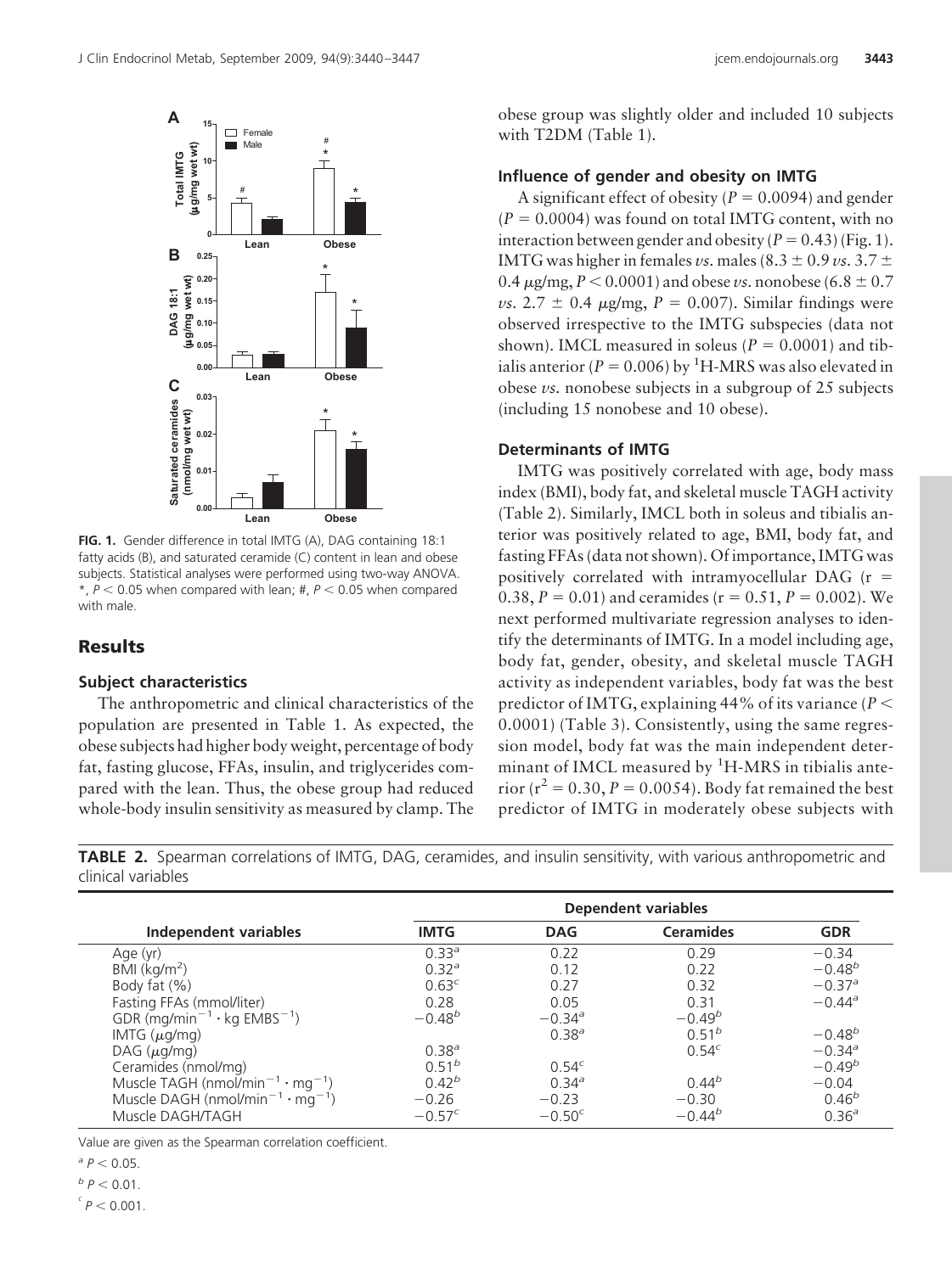**FIG. 1.** Gender difference in total IMTG (A), DAG containing 18:1 fatty acids (B), and saturated ceramide (C) content in lean and obese subjects. Statistical analyses were performed using two-way ANOVA. *, $P < 0.05$ when compared with lean; #, $P < 0.05$ when compared with male.

## Results

### Subject characteristics

The anthropometric and clinical characteristics of the population are presented in Table 1. As expected, the obese subjects had higher body weight, percentage of body fat, fasting glucose, FFAs, insulin, and triglycerides compared with the lean. Thus, the obese group had reduced whole-body insulin sensitivity as measured by clamp. The obese group was slightly older and included 10 subjects with T2DM (Table 1).

### Influence of gender and obesity on IMTG

A significant effect of obesity ($P = 0.0094$) and gender ($P = 0.0004$) was found on total IMTG content, with no interaction between gender and obesity ($P = 0.43$) (Fig. 1). IMTG was higher in females *vs.* males ($8.3 \pm 0.9$ *vs.* $3.7 \pm 0.4$ μg/mg, $P < 0.0001$) and obese *vs.* nonobese ($6.8 \pm 0.7$ *vs.* $2.7 \pm 0.4$ μg/mg, $P = 0.007$). Similar findings were observed irrespective to the IMTG subspecies (data not shown). IMCL measured in soleus ($P = 0.0001$) and tibialis anterior ($P = 0.006$) by $^1$H-MRS was also elevated in obese *vs.* nonobese subjects in a subgroup of 25 subjects (including 15 nonobese and 10 obese).

### Determinants of IMTG

IMTG was positively correlated with age, body mass index (BMI), body fat, and skeletal muscle TAGH activity (Table 2). Similarly, IMCL both in soleus and tibialis anterior was positively related to age, BMI, body fat, and fasting FFAs (data not shown). Of importance, IMTG was positively correlated with intramyocellular DAG ($r = 0.38$, $P = 0.01$) and ceramides ($r = 0.51$, $P = 0.002$). We next performed multivariate regression analyses to identify the determinants of IMTG. In a model including age, body fat, gender, obesity, and skeletal muscle TAGH activity as independent variables, body fat was the best predictor of IMTG, explaining 44% of its variance ($P < 0.0001$) (Table 3). Consistently, using the same regression model, body fat was the main independent determinant of IMCL measured by $^1$H-MRS in tibialis anterior ($r^2 = 0.30$, $P = 0.0054$). Body fat remained the best predictor of IMTG in moderately obese subjects with

**TABLE 2.** Spearman correlations of IMTG, DAG, ceramides, and insulin sensitivity, with various anthropometric and clinical variables

| Independent variables | Dependent variables | | | |
|---|---|---|---|---|
| | **IMTG** | **DAG** | **Ceramides** | **GDR** |
| Age (yr) | 0.33[a] | 0.22 | 0.29 | −0.34 |
| BMI (kg/m$^2$) | 0.32[a] | 0.12 | 0.22 | −0.48[b] |
| Body fat (%) | 0.63[c] | 0.27 | 0.32 | −0.37[a] |
| Fasting FFAs (mmol/liter) | 0.28 | 0.05 | 0.31 | −0.44[a] |
| GDR (mg/min$^{-1}$ · kg EMBS$^{-1}$) | −0.48[b] | −0.34[a] | −0.49[b] | |
| IMTG (μg/mg) | | 0.38[a] | 0.51[b] | −0.48[b] |
| DAG (μg/mg) | 0.38[a] | | 0.54[c] | −0.34[a] |
| Ceramides (nmol/mg) | 0.51[b] | 0.54[c] | | −0.49[b] |
| Muscle TAGH (nmol/min$^{-1}$ · mg$^{-1}$) | 0.42[b] | 0.34[a] | 0.44[b] | −0.04 |
| Muscle DAGH (nmol/min$^{-1}$ · mg$^{-1}$) | −0.26 | −0.23 | −0.30 | 0.46[b] |
| Muscle DAGH/TAGH | −0.57[c] | −0.50[c] | −0.44[b] | 0.36[a] |

Value are given as the Spearman correlation coefficient.

[a] $P < 0.05$.

[b] $P < 0.01$.

[c] $P < 0.001$.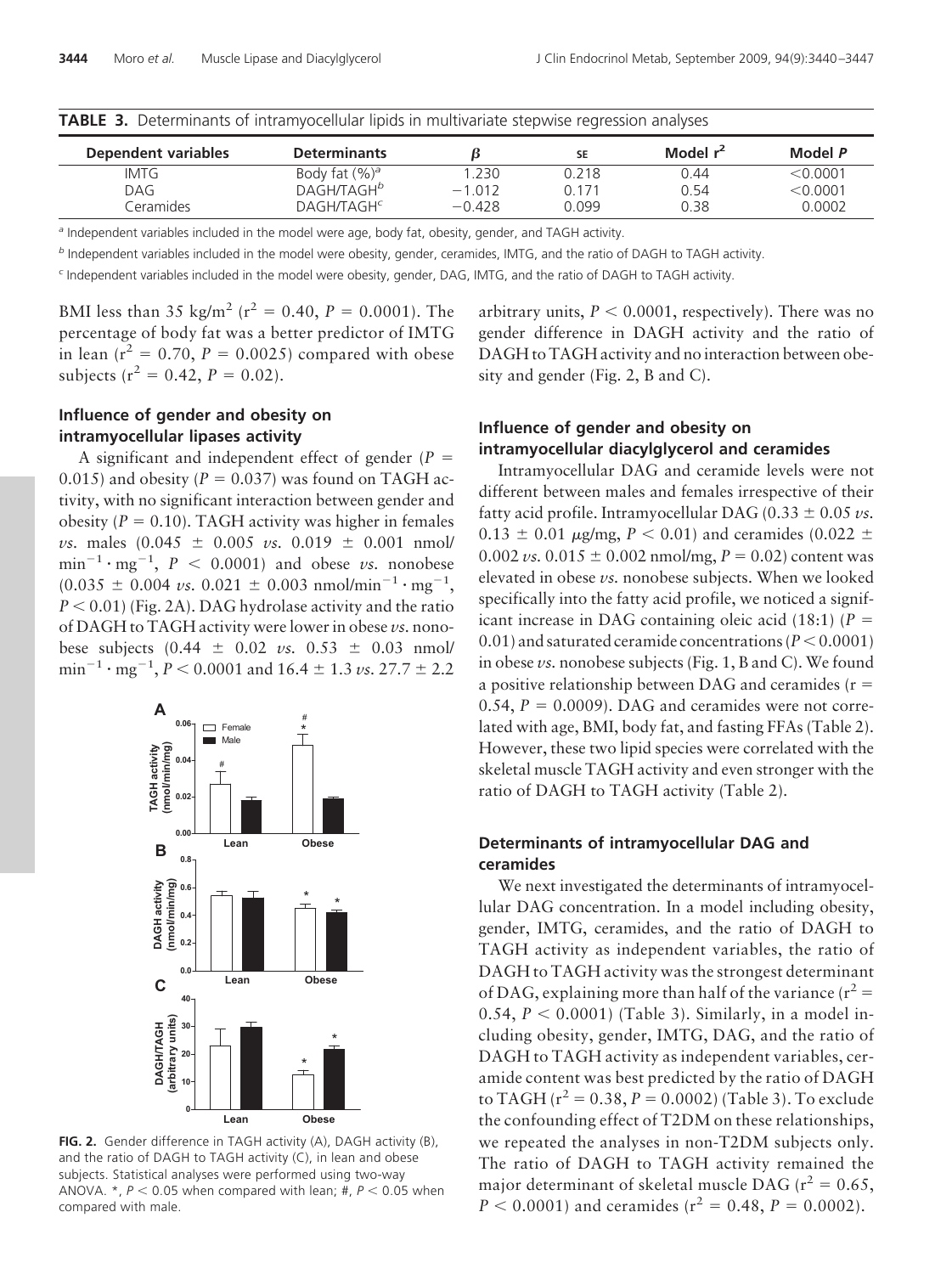**TABLE 3.** Determinants of intramyocellular lipids in multivariate stepwise regression analyses

| Dependent variables | Determinants | $\beta$ | SE | Model $r^2$ | Model $P$ |
|---|---|---|---|---|---|
| IMTG | Body fat (%)[a] | 1.230 | 0.218 | 0.44 | <0.0001 |
| DAG | DAGH/TAGH[b] | −1.012 | 0.171 | 0.54 | <0.0001 |
| Ceramides | DAGH/TAGH[c] | −0.428 | 0.099 | 0.38 | 0.0002 |

[a] Independent variables included in the model were age, body fat, obesity, gender, and TAGH activity.

[b] Independent variables included in the model were obesity, gender, ceramides, IMTG, and the ratio of DAGH to TAGH activity.

[c] Independent variables included in the model were obesity, gender, DAG, IMTG, and the ratio of DAGH to TAGH activity.

BMI less than 35 kg/m$^2$ ($r^2 = 0.40$, $P = 0.0001$). The percentage of body fat was a better predictor of IMTG in lean ($r^2 = 0.70$, $P = 0.0025$) compared with obese subjects ($r^2 = 0.42$, $P = 0.02$).

### Influence of gender and obesity on intramyocellular lipases activity

A significant and independent effect of gender ($P = 0.015$) and obesity ($P = 0.037$) was found on TAGH activity, with no significant interaction between gender and obesity ($P = 0.10$). TAGH activity was higher in females *vs.* males ($0.045 \pm 0.005$ *vs.* $0.019 \pm 0.001$ nmol/min$^{-1} \cdot$ mg$^{-1}$, $P < 0.0001$) and obese *vs.* nonobese ($0.035 \pm 0.004$ *vs.* $0.021 \pm 0.003$ nmol/min$^{-1} \cdot$ mg$^{-1}$, $P < 0.01$) (Fig. 2A). DAG hydrolase activity and the ratio of DAGH to TAGH activity were lower in obese *vs.* nonobese subjects ($0.44 \pm 0.02$ *vs.* $0.53 \pm 0.03$ nmol/min$^{-1} \cdot$ mg$^{-1}$, $P < 0.0001$ and $16.4 \pm 1.3$ *vs.* $27.7 \pm 2.2$ arbitrary units, $P < 0.0001$, respectively). There was no gender difference in DAGH activity and the ratio of DAGH to TAGH activity and no interaction between obesity and gender (Fig. 2, B and C).

**FIG. 2.** Gender difference in TAGH activity (A), DAGH activity (B), and the ratio of DAGH to TAGH activity (C), in lean and obese subjects. Statistical analyses were performed using two-way ANOVA. *, $P < 0.05$ when compared with lean; #, $P < 0.05$ when compared with male.

### Influence of gender and obesity on intramyocellular diacylglycerol and ceramides

Intramyocellular DAG and ceramide levels were not different between males and females irrespective of their fatty acid profile. Intramyocellular DAG ($0.33 \pm 0.05$ *vs.* $0.13 \pm 0.01$ $\mu$g/mg, $P < 0.01$) and ceramides ($0.022 \pm 0.002$ *vs.* $0.015 \pm 0.002$ nmol/mg, $P = 0.02$) content was elevated in obese *vs.* nonobese subjects. When we looked specifically into the fatty acid profile, we noticed a significant increase in DAG containing oleic acid (18:1) ($P = 0.01$) and saturated ceramide concentrations ($P < 0.0001$) in obese *vs.* nonobese subjects (Fig. 1, B and C). We found a positive relationship between DAG and ceramides ($r = 0.54$, $P = 0.0009$). DAG and ceramides were not correlated with age, BMI, body fat, and fasting FFAs (Table 2). However, these two lipid species were correlated with the skeletal muscle TAGH activity and even stronger with the ratio of DAGH to TAGH activity (Table 2).

### Determinants of intramyocellular DAG and ceramides

We next investigated the determinants of intramyocellular DAG concentration. In a model including obesity, gender, IMTG, ceramides, and the ratio of DAGH to TAGH activity as independent variables, the ratio of DAGH to TAGH activity was the strongest determinant of DAG, explaining more than half of the variance ($r^2 = 0.54$, $P < 0.0001$) (Table 3). Similarly, in a model including obesity, gender, IMTG, DAG, and the ratio of DAGH to TAGH activity as independent variables, ceramide content was best predicted by the ratio of DAGH to TAGH ($r^2 = 0.38$, $P = 0.0002$) (Table 3). To exclude the confounding effect of T2DM on these relationships, we repeated the analyses in non-T2DM subjects only. The ratio of DAGH to TAGH activity remained the major determinant of skeletal muscle DAG ($r^2 = 0.65$, $P < 0.0001$) and ceramides ($r^2 = 0.48$, $P = 0.0002$).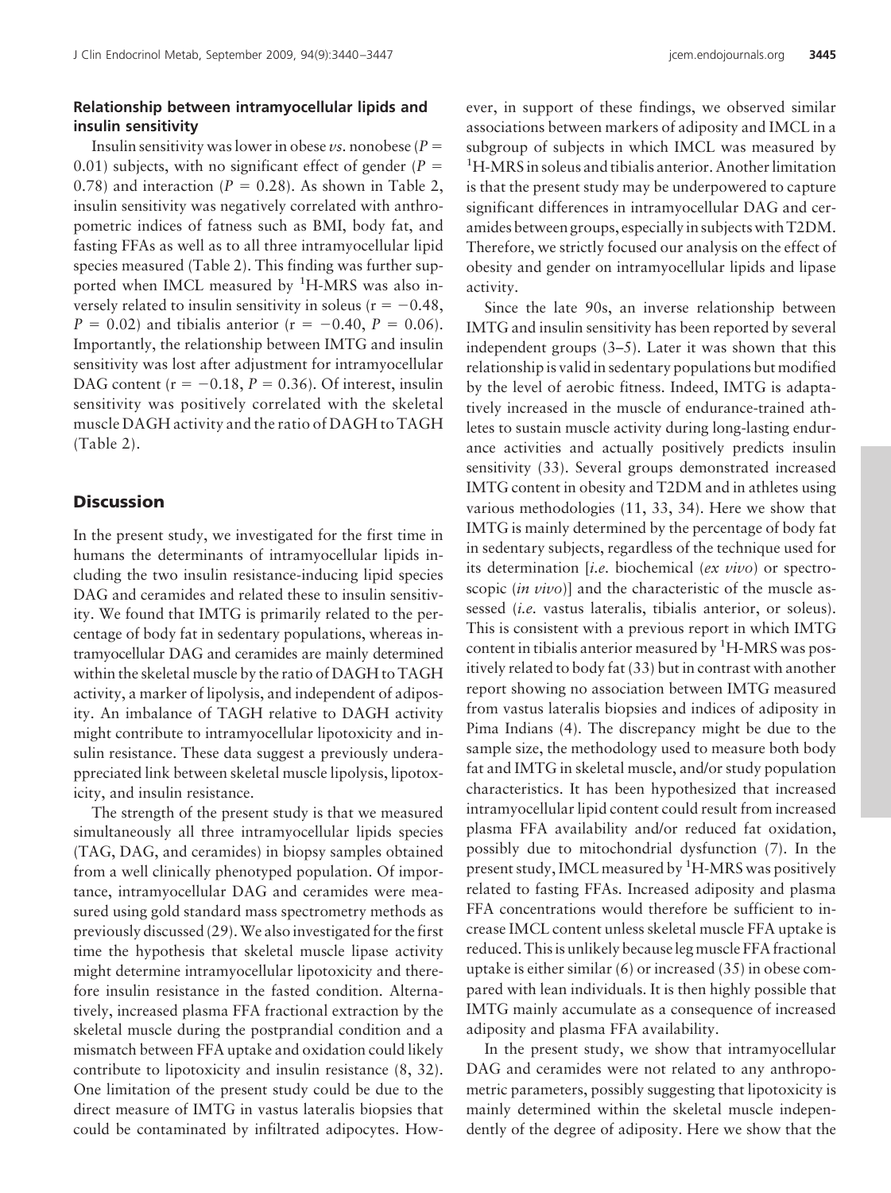### Relationship between intramyocellular lipids and insulin sensitivity

Insulin sensitivity was lower in obese *vs.* nonobese ($P = 0.01$) subjects, with no significant effect of gender ($P = 0.78$) and interaction ($P = 0.28$). As shown in Table 2, insulin sensitivity was negatively correlated with anthropometric indices of fatness such as BMI, body fat, and fasting FFAs as well as to all three intramyocellular lipid species measured (Table 2). This finding was further supported when IMCL measured by $^1$H-MRS was also inversely related to insulin sensitivity in soleus ($r = -0.48$, $P = 0.02$) and tibialis anterior ($r = -0.40$, $P = 0.06$). Importantly, the relationship between IMTG and insulin sensitivity was lost after adjustment for intramyocellular DAG content ($r = -0.18$, $P = 0.36$). Of interest, insulin sensitivity was positively correlated with the skeletal muscle DAGH activity and the ratio of DAGH to TAGH (Table 2).

## Discussion

In the present study, we investigated for the first time in humans the determinants of intramyocellular lipids including the two insulin resistance-inducing lipid species DAG and ceramides and related these to insulin sensitivity. We found that IMTG is primarily related to the percentage of body fat in sedentary populations, whereas intramyocellular DAG and ceramides are mainly determined within the skeletal muscle by the ratio of DAGH to TAGH activity, a marker of lipolysis, and independent of adiposity. An imbalance of TAGH relative to DAGH activity might contribute to intramyocellular lipotoxicity and insulin resistance. These data suggest a previously underappreciated link between skeletal muscle lipolysis, lipotoxicity, and insulin resistance.

The strength of the present study is that we measured simultaneously all three intramyocellular lipids species (TAG, DAG, and ceramides) in biopsy samples obtained from a well clinically phenotyped population. Of importance, intramyocellular DAG and ceramides were measured using gold standard mass spectrometry methods as previously discussed (29). We also investigated for the first time the hypothesis that skeletal muscle lipase activity might determine intramyocellular lipotoxicity and therefore insulin resistance in the fasted condition. Alternatively, increased plasma FFA fractional extraction by the skeletal muscle during the postprandial condition and a mismatch between FFA uptake and oxidation could likely contribute to lipotoxicity and insulin resistance (8, 32). One limitation of the present study could be due to the direct measure of IMTG in vastus lateralis biopsies that could be contaminated by infiltrated adipocytes. However, in support of these findings, we observed similar associations between markers of adiposity and IMCL in a subgroup of subjects in which IMCL was measured by $^1$H-MRS in soleus and tibialis anterior. Another limitation is that the present study may be underpowered to capture significant differences in intramyocellular DAG and ceramides between groups, especially in subjects with T2DM. Therefore, we strictly focused our analysis on the effect of obesity and gender on intramyocellular lipids and lipase activity.

Since the late 90s, an inverse relationship between IMTG and insulin sensitivity has been reported by several independent groups (3–5). Later it was shown that this relationship is valid in sedentary populations but modified by the level of aerobic fitness. Indeed, IMTG is adaptatively increased in the muscle of endurance-trained athletes to sustain muscle activity during long-lasting endurance activities and actually positively predicts insulin sensitivity (33). Several groups demonstrated increased IMTG content in obesity and T2DM and in athletes using various methodologies (11, 33, 34). Here we show that IMTG is mainly determined by the percentage of body fat in sedentary subjects, regardless of the technique used for its determination [*i.e.* biochemical (*ex vivo*) or spectroscopic (*in vivo*)] and the characteristic of the muscle assessed (*i.e.* vastus lateralis, tibialis anterior, or soleus). This is consistent with a previous report in which IMTG content in tibialis anterior measured by $^1$H-MRS was positively related to body fat (33) but in contrast with another report showing no association between IMTG measured from vastus lateralis biopsies and indices of adiposity in Pima Indians (4). The discrepancy might be due to the sample size, the methodology used to measure both body fat and IMTG in skeletal muscle, and/or study population characteristics. It has been hypothesized that increased intramyocellular lipid content could result from increased plasma FFA availability and/or reduced fat oxidation, possibly due to mitochondrial dysfunction (7). In the present study, IMCL measured by $^1$H-MRS was positively related to fasting FFAs. Increased adiposity and plasma FFA concentrations would therefore be sufficient to increase IMCL content unless skeletal muscle FFA uptake is reduced. This is unlikely because leg muscle FFA fractional uptake is either similar (6) or increased (35) in obese compared with lean individuals. It is then highly possible that IMTG mainly accumulate as a consequence of increased adiposity and plasma FFA availability.

In the present study, we show that intramyocellular DAG and ceramides were not related to any anthropometric parameters, possibly suggesting that lipotoxicity is mainly determined within the skeletal muscle independently of the degree of adiposity. Here we show that the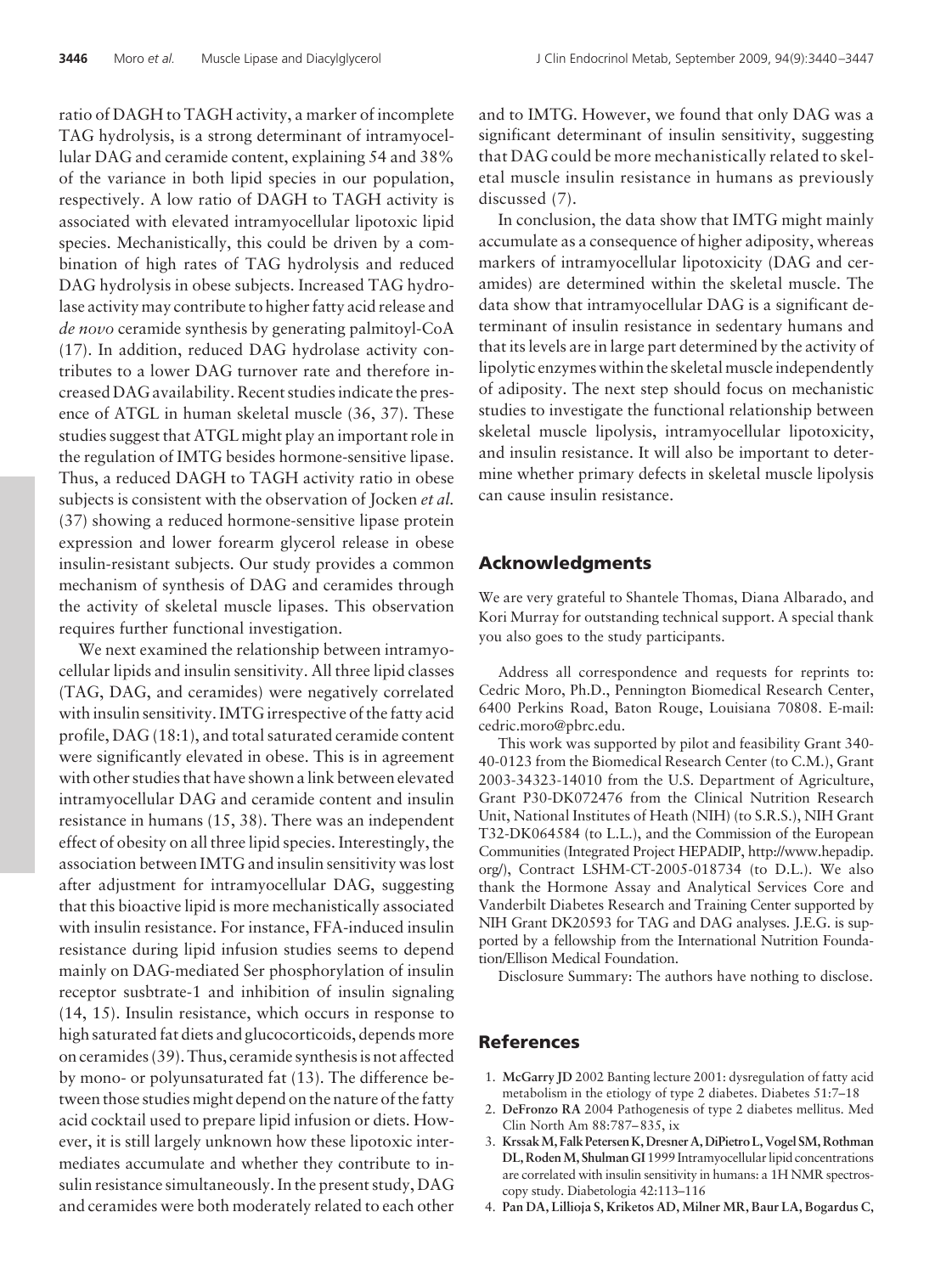ratio of DAGH to TAGH activity, a marker of incomplete TAG hydrolysis, is a strong determinant of intramyocellular DAG and ceramide content, explaining 54 and 38% of the variance in both lipid species in our population, respectively. A low ratio of DAGH to TAGH activity is associated with elevated intramyocellular lipotoxic lipid species. Mechanistically, this could be driven by a combination of high rates of TAG hydrolysis and reduced DAG hydrolysis in obese subjects. Increased TAG hydrolase activity may contribute to higher fatty acid release and *de novo* ceramide synthesis by generating palmitoyl-CoA (17). In addition, reduced DAG hydrolase activity contributes to a lower DAG turnover rate and therefore increased DAG availability. Recent studies indicate the presence of ATGL in human skeletal muscle (36, 37). These studies suggest that ATGL might play an important role in the regulation of IMTG besides hormone-sensitive lipase. Thus, a reduced DAGH to TAGH activity ratio in obese subjects is consistent with the observation of Jocken *et al.* (37) showing a reduced hormone-sensitive lipase protein expression and lower forearm glycerol release in obese insulin-resistant subjects. Our study provides a common mechanism of synthesis of DAG and ceramides through the activity of skeletal muscle lipases. This observation requires further functional investigation.

We next examined the relationship between intramyocellular lipids and insulin sensitivity. All three lipid classes (TAG, DAG, and ceramides) were negatively correlated with insulin sensitivity. IMTG irrespective of the fatty acid profile, DAG (18:1), and total saturated ceramide content were significantly elevated in obese. This is in agreement with other studies that have shown a link between elevated intramyocellular DAG and ceramide content and insulin resistance in humans (15, 38). There was an independent effect of obesity on all three lipid species. Interestingly, the association between IMTG and insulin sensitivity was lost after adjustment for intramyocellular DAG, suggesting that this bioactive lipid is more mechanistically associated with insulin resistance. For instance, FFA-induced insulin resistance during lipid infusion studies seems to depend mainly on DAG-mediated Ser phosphorylation of insulin receptor susbtrate-1 and inhibition of insulin signaling (14, 15). Insulin resistance, which occurs in response to high saturated fat diets and glucocorticoids, depends more on ceramides (39). Thus, ceramide synthesis is not affected by mono- or polyunsaturated fat (13). The difference between those studies might depend on the nature of the fatty acid cocktail used to prepare lipid infusion or diets. However, it is still largely unknown how these lipotoxic intermediates accumulate and whether they contribute to insulin resistance simultaneously. In the present study, DAG and ceramides were both moderately related to each other and to IMTG. However, we found that only DAG was a significant determinant of insulin sensitivity, suggesting that DAG could be more mechanistically related to skeletal muscle insulin resistance in humans as previously discussed (7).

In conclusion, the data show that IMTG might mainly accumulate as a consequence of higher adiposity, whereas markers of intramyocellular lipotoxicity (DAG and ceramides) are determined within the skeletal muscle. The data show that intramyocellular DAG is a significant determinant of insulin resistance in sedentary humans and that its levels are in large part determined by the activity of lipolytic enzymes within the skeletal muscle independently of adiposity. The next step should focus on mechanistic studies to investigate the functional relationship between skeletal muscle lipolysis, intramyocellular lipotoxicity, and insulin resistance. It will also be important to determine whether primary defects in skeletal muscle lipolysis can cause insulin resistance.

## Acknowledgments

We are very grateful to Shantele Thomas, Diana Albarado, and Kori Murray for outstanding technical support. A special thank you also goes to the study participants.

Address all correspondence and requests for reprints to: Cedric Moro, Ph.D., Pennington Biomedical Research Center, 6400 Perkins Road, Baton Rouge, Louisiana 70808. E-mail: cedric.moro@pbrc.edu.

This work was supported by pilot and feasibility Grant 340-40-0123 from the Biomedical Research Center (to C.M.), Grant 2003-34323-14010 from the U.S. Department of Agriculture, Grant P30-DK072476 from the Clinical Nutrition Research Unit, National Institutes of Heath (NIH) (to S.R.S.), NIH Grant T32-DK064584 (to L.L.), and the Commission of the European Communities (Integrated Project HEPADIP, http://www.hepadip.org/), Contract LSHM-CT-2005-018734 (to D.L.). We also thank the Hormone Assay and Analytical Services Core and Vanderbilt Diabetes Research and Training Center supported by NIH Grant DK20593 for TAG and DAG analyses. J.E.G. is supported by a fellowship from the International Nutrition Foundation/Ellison Medical Foundation.

Disclosure Summary: The authors have nothing to disclose.

## References

1. **McGarry JD** 2002 Banting lecture 2001: dysregulation of fatty acid metabolism in the etiology of type 2 diabetes. Diabetes 51:7–18
2. **DeFronzo RA** 2004 Pathogenesis of type 2 diabetes mellitus. Med Clin North Am 88:787–835, ix
3. **Krssak M, Falk Petersen K, Dresner A, DiPietro L, Vogel SM, Rothman DL, Roden M, Shulman GI** 1999 Intramyocellular lipid concentrations are correlated with insulin sensitivity in humans: a 1H NMR spectroscopy study. Diabetologia 42:113–116
4. **Pan DA, Lillioja S, Kriketos AD, Milner MR, Baur LA, Bogardus C,**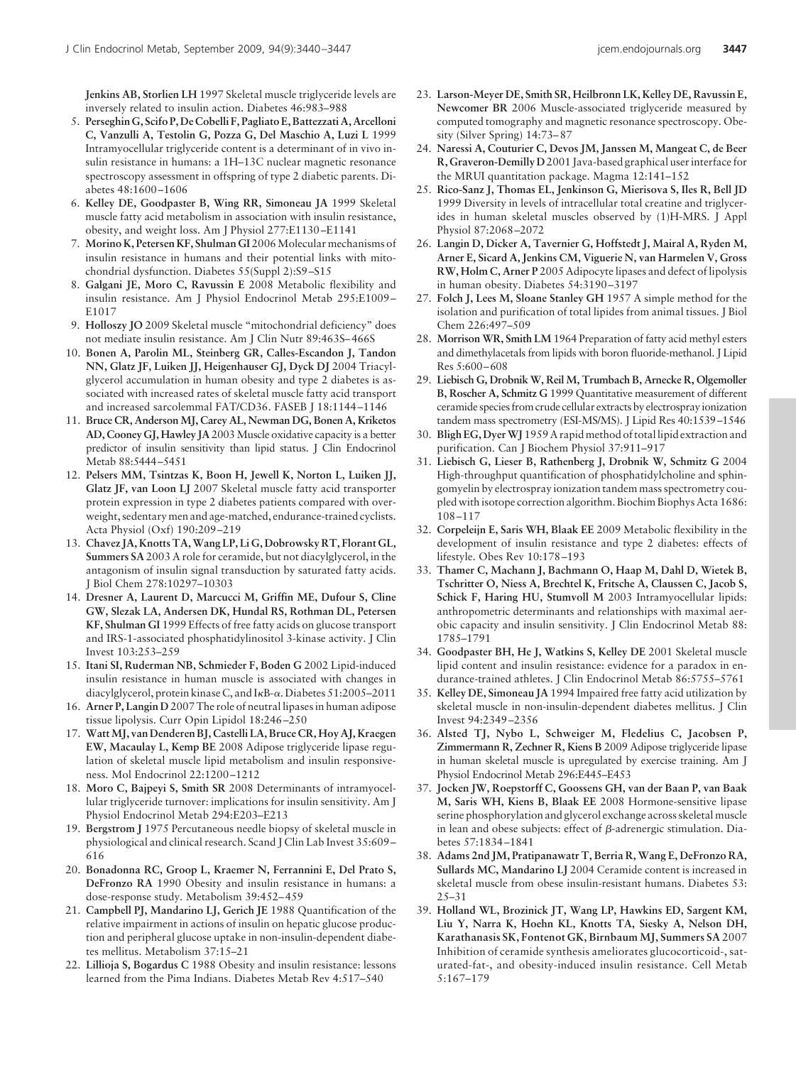**Jenkins AB, Storlien LH** 1997 Skeletal muscle triglyceride levels are inversely related to insulin action. Diabetes 46:983–988

5. **Perseghin G, Scifo P, De Cobelli F, Pagliato E, Battezzati A, Arcelloni C, Vanzulli A, Testolin G, Pozza G, Del Maschio A, Luzi L** 1999 Intramyocellular triglyceride content is a determinant of in vivo insulin resistance in humans: a 1H–13C nuclear magnetic resonance spectroscopy assessment in offspring of type 2 diabetic parents. Diabetes 48:1600–1606
6. **Kelley DE, Goodpaster B, Wing RR, Simoneau JA** 1999 Skeletal muscle fatty acid metabolism in association with insulin resistance, obesity, and weight loss. Am J Physiol 277:E1130–E1141
7. **Morino K, Petersen KF, Shulman GI** 2006 Molecular mechanisms of insulin resistance in humans and their potential links with mitochondrial dysfunction. Diabetes 55(Suppl 2):S9–S15
8. **Galgani JE, Moro C, Ravussin E** 2008 Metabolic flexibility and insulin resistance. Am J Physiol Endocrinol Metab 295:E1009–E1017
9. **Holloszy JO** 2009 Skeletal muscle "mitochondrial deficiency" does not mediate insulin resistance. Am J Clin Nutr 89:463S–466S
10. **Bonen A, Parolin ML, Steinberg GR, Calles-Escandon J, Tandon NN, Glatz JF, Luiken JJ, Heigenhauser GJ, Dyck DJ** 2004 Triacylglycerol accumulation in human obesity and type 2 diabetes is associated with increased rates of skeletal muscle fatty acid transport and increased sarcolemmal FAT/CD36. FASEB J 18:1144–1146
11. **Bruce CR, Anderson MJ, Carey AL, Newman DG, Bonen A, Kriketos AD, Cooney GJ, Hawley JA** 2003 Muscle oxidative capacity is a better predictor of insulin sensitivity than lipid status. J Clin Endocrinol Metab 88:5444–5451
12. **Pelsers MM, Tsintzas K, Boon H, Jewell K, Norton L, Luiken JJ, Glatz JF, van Loon LJ** 2007 Skeletal muscle fatty acid transporter protein expression in type 2 diabetes patients compared with overweight, sedentary men and age-matched, endurance-trained cyclists. Acta Physiol (Oxf) 190:209–219
13. **Chavez JA, Knotts TA, Wang LP, Li G, Dobrowsky RT, Florant GL, Summers SA** 2003 A role for ceramide, but not diacylglycerol, in the antagonism of insulin signal transduction by saturated fatty acids. J Biol Chem 278:10297–10303
14. **Dresner A, Laurent D, Marcucci M, Griffin ME, Dufour S, Cline GW, Slezak LA, Andersen DK, Hundal RS, Rothman DL, Petersen KF, Shulman GI** 1999 Effects of free fatty acids on glucose transport and IRS-1-associated phosphatidylinositol 3-kinase activity. J Clin Invest 103:253–259
15. **Itani SI, Ruderman NB, Schmieder F, Boden G** 2002 Lipid-induced insulin resistance in human muscle is associated with changes in diacylglycerol, protein kinase C, and IκB-α. Diabetes 51:2005–2011
16. **Arner P, Langin D** 2007 The role of neutral lipases in human adipose tissue lipolysis. Curr Opin Lipidol 18:246–250
17. **Watt MJ, van Denderen BJ, Castelli LA, Bruce CR, Hoy AJ, Kraegen EW, Macaulay L, Kemp BE** 2008 Adipose triglyceride lipase regulation of skeletal muscle lipid metabolism and insulin responsiveness. Mol Endocrinol 22:1200–1212
18. **Moro C, Bajpeyi S, Smith SR** 2008 Determinants of intramyocellular triglyceride turnover: implications for insulin sensitivity. Am J Physiol Endocrinol Metab 294:E203–E213
19. **Bergstrom J** 1975 Percutaneous needle biopsy of skeletal muscle in physiological and clinical research. Scand J Clin Lab Invest 35:609–616
20. **Bonadonna RC, Groop L, Kraemer N, Ferrannini E, Del Prato S, DeFronzo RA** 1990 Obesity and insulin resistance in humans: a dose-response study. Metabolism 39:452–459
21. **Campbell PJ, Mandarino LJ, Gerich JE** 1988 Quantification of the relative impairment in actions of insulin on hepatic glucose production and peripheral glucose uptake in non-insulin-dependent diabetes mellitus. Metabolism 37:15–21
22. **Lillioja S, Bogardus C** 1988 Obesity and insulin resistance: lessons learned from the Pima Indians. Diabetes Metab Rev 4:517–540
23. **Larson-Meyer DE, Smith SR, Heilbronn LK, Kelley DE, Ravussin E, Newcomer BR** 2006 Muscle-associated triglyceride measured by computed tomography and magnetic resonance spectroscopy. Obesity (Silver Spring) 14:73–87
24. **Naressi A, Couturier C, Devos JM, Janssen M, Mangeat C, de Beer R, Graveron-Demilly D** 2001 Java-based graphical user interface for the MRUI quantitation package. Magma 12:141–152
25. **Rico-Sanz J, Thomas EL, Jenkinson G, Mierisova S, Iles R, Bell JD** 1999 Diversity in levels of intracellular total creatine and triglycerides in human skeletal muscles observed by (1)H-MRS. J Appl Physiol 87:2068–2072
26. **Langin D, Dicker A, Tavernier G, Hoffstedt J, Mairal A, Ryden M, Arner E, Sicard A, Jenkins CM, Viguerie N, van Harmelen V, Gross RW, Holm C, Arner P** 2005 Adipocyte lipases and defect of lipolysis in human obesity. Diabetes 54:3190–3197
27. **Folch J, Lees M, Sloane Stanley GH** 1957 A simple method for the isolation and purification of total lipides from animal tissues. J Biol Chem 226:497–509
28. **Morrison WR, Smith LM** 1964 Preparation of fatty acid methyl esters and dimethylacetals from lipids with boron fluoride-methanol. J Lipid Res 5:600–608
29. **Liebisch G, Drobnik W, Reil M, Trumbach B, Arnecke R, Olgemoller B, Roscher A, Schmitz G** 1999 Quantitative measurement of different ceramide species from crude cellular extracts by electrospray ionization tandem mass spectrometry (ESI-MS/MS). J Lipid Res 40:1539–1546
30. **Bligh EG, Dyer WJ** 1959 A rapid method of total lipid extraction and purification. Can J Biochem Physiol 37:911–917
31. **Liebisch G, Lieser B, Rathenberg J, Drobnik W, Schmitz G** 2004 High-throughput quantification of phosphatidylcholine and sphingomyelin by electrospray ionization tandem mass spectrometry coupled with isotope correction algorithm. Biochim Biophys Acta 1686:108–117
32. **Corpeleijn E, Saris WH, Blaak EE** 2009 Metabolic flexibility in the development of insulin resistance and type 2 diabetes: effects of lifestyle. Obes Rev 10:178–193
33. **Thamer C, Machann J, Bachmann O, Haap M, Dahl D, Wietek B, Tschritter O, Niess A, Brechtel K, Fritsche A, Claussen C, Jacob S, Schick F, Haring HU, Stumvoll M** 2003 Intramyocellular lipids: anthropometric determinants and relationships with maximal aerobic capacity and insulin sensitivity. J Clin Endocrinol Metab 88:1785–1791
34. **Goodpaster BH, He J, Watkins S, Kelley DE** 2001 Skeletal muscle lipid content and insulin resistance: evidence for a paradox in endurance-trained athletes. J Clin Endocrinol Metab 86:5755–5761
35. **Kelley DE, Simoneau JA** 1994 Impaired free fatty acid utilization by skeletal muscle in non-insulin-dependent diabetes mellitus. J Clin Invest 94:2349–2356
36. **Alsted TJ, Nybo L, Schweiger M, Fledelius C, Jacobsen P, Zimmermann R, Zechner R, Kiens B** 2009 Adipose triglyceride lipase in human skeletal muscle is upregulated by exercise training. Am J Physiol Endocrinol Metab 296:E445–E453
37. **Jocken JW, Roepstorff C, Goossens GH, van der Baan P, van Baak M, Saris WH, Kiens B, Blaak EE** 2008 Hormone-sensitive lipase serine phosphorylation and glycerol exchange across skeletal muscle in lean and obese subjects: effect of β-adrenergic stimulation. Diabetes 57:1834–1841
38. **Adams 2nd JM, Pratipanawatr T, Berria R, Wang E, DeFronzo RA, Sullards MC, Mandarino LJ** 2004 Ceramide content is increased in skeletal muscle from obese insulin-resistant humans. Diabetes 53:25–31
39. **Holland WL, Brozinick JT, Wang LP, Hawkins ED, Sargent KM, Liu Y, Narra K, Hoehn KL, Knotts TA, Siesky A, Nelson DH, Karathanasis SK, Fontenot GK, Birnbaum MJ, Summers SA** 2007 Inhibition of ceramide synthesis ameliorates glucocorticoid-, saturated-fat-, and obesity-induced insulin resistance. Cell Metab 5:167–179